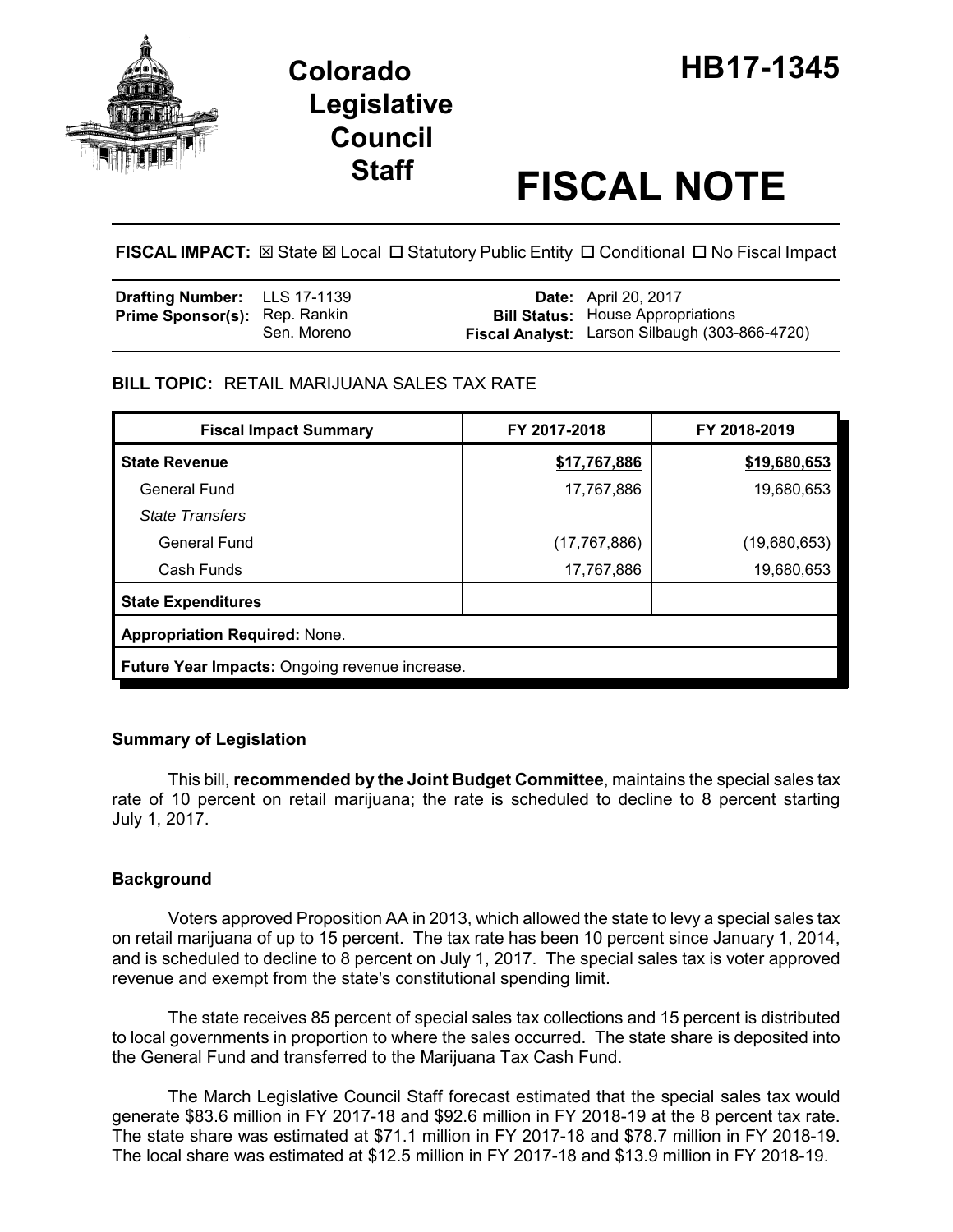# Colorado Legislative Council Staff

# HB17-1345

# FISCAL NOTE

**FISCAL IMPACT:** ☒ State ☒ Local ☐ Statutory Public Entity ☐ Conditional ☐ No Fiscal Impact

| | | | |
|---|---|---|---|
| **Drafting Number:** | LLS 17-1139 | **Date:** | April 20, 2017 |
| **Prime Sponsor(s):** | Rep. Rankin<br>Sen. Moreno | **Bill Status:**<br>**Fiscal Analyst:** | House Appropriations<br>Larson Silbaugh (303-866-4720) |

**BILL TOPIC:** RETAIL MARIJUANA SALES TAX RATE

| Fiscal Impact Summary | FY 2017-2018 | FY 2018-2019 |
|---|---|---|
| **State Revenue** | **$17,767,886** | **$19,680,653** |
| General Fund | 17,767,886 | 19,680,653 |
| *State Transfers* | | |
| General Fund | (17,767,886) | (19,680,653) |
| Cash Funds | 17,767,886 | 19,680,653 |
| **State Expenditures** | | |
| **Appropriation Required:** None. | | |
| **Future Year Impacts:** Ongoing revenue increase. | | |

## Summary of Legislation

This bill, **recommended by the Joint Budget Committee**, maintains the special sales tax rate of 10 percent on retail marijuana; the rate is scheduled to decline to 8 percent starting July 1, 2017.

## Background

Voters approved Proposition AA in 2013, which allowed the state to levy a special sales tax on retail marijuana of up to 15 percent. The tax rate has been 10 percent since January 1, 2014, and is scheduled to decline to 8 percent on July 1, 2017. The special sales tax is voter approved revenue and exempt from the state's constitutional spending limit.

The state receives 85 percent of special sales tax collections and 15 percent is distributed to local governments in proportion to where the sales occurred. The state share is deposited into the General Fund and transferred to the Marijuana Tax Cash Fund.

The March Legislative Council Staff forecast estimated that the special sales tax would generate $83.6 million in FY 2017-18 and $92.6 million in FY 2018-19 at the 8 percent tax rate. The state share was estimated at $71.1 million in FY 2017-18 and $78.7 million in FY 2018-19. The local share was estimated at $12.5 million in FY 2017-18 and $13.9 million in FY 2018-19.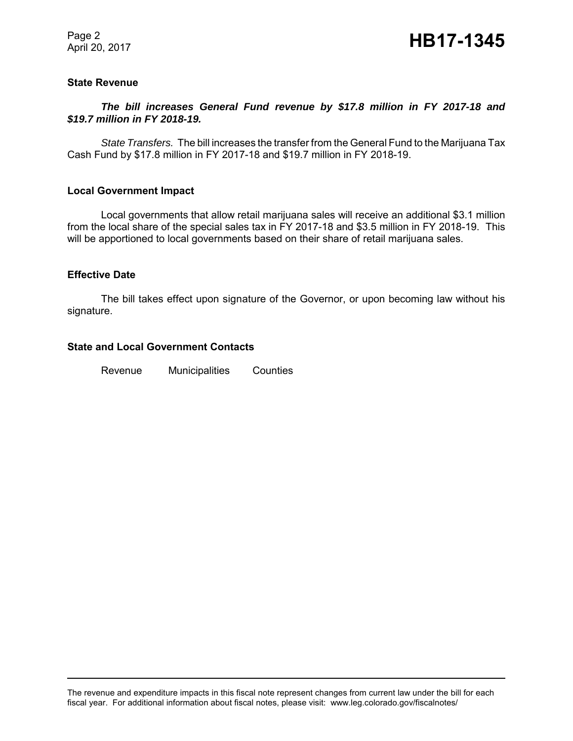## State Revenue

***The bill increases General Fund revenue by $17.8 million in FY 2017-18 and $19.7 million in FY 2018-19.***

*State Transfers.* The bill increases the transfer from the General Fund to the Marijuana Tax Cash Fund by $17.8 million in FY 2017-18 and $19.7 million in FY 2018-19.

## Local Government Impact

Local governments that allow retail marijuana sales will receive an additional $3.1 million from the local share of the special sales tax in FY 2017-18 and $3.5 million in FY 2018-19. This will be apportioned to local governments based on their share of retail marijuana sales.

## Effective Date

The bill takes effect upon signature of the Governor, or upon becoming law without his signature.

## State and Local Government Contacts

Revenue    Municipalities    Counties

The revenue and expenditure impacts in this fiscal note represent changes from current law under the bill for each fiscal year. For additional information about fiscal notes, please visit: www.leg.colorado.gov/fiscalnotes/